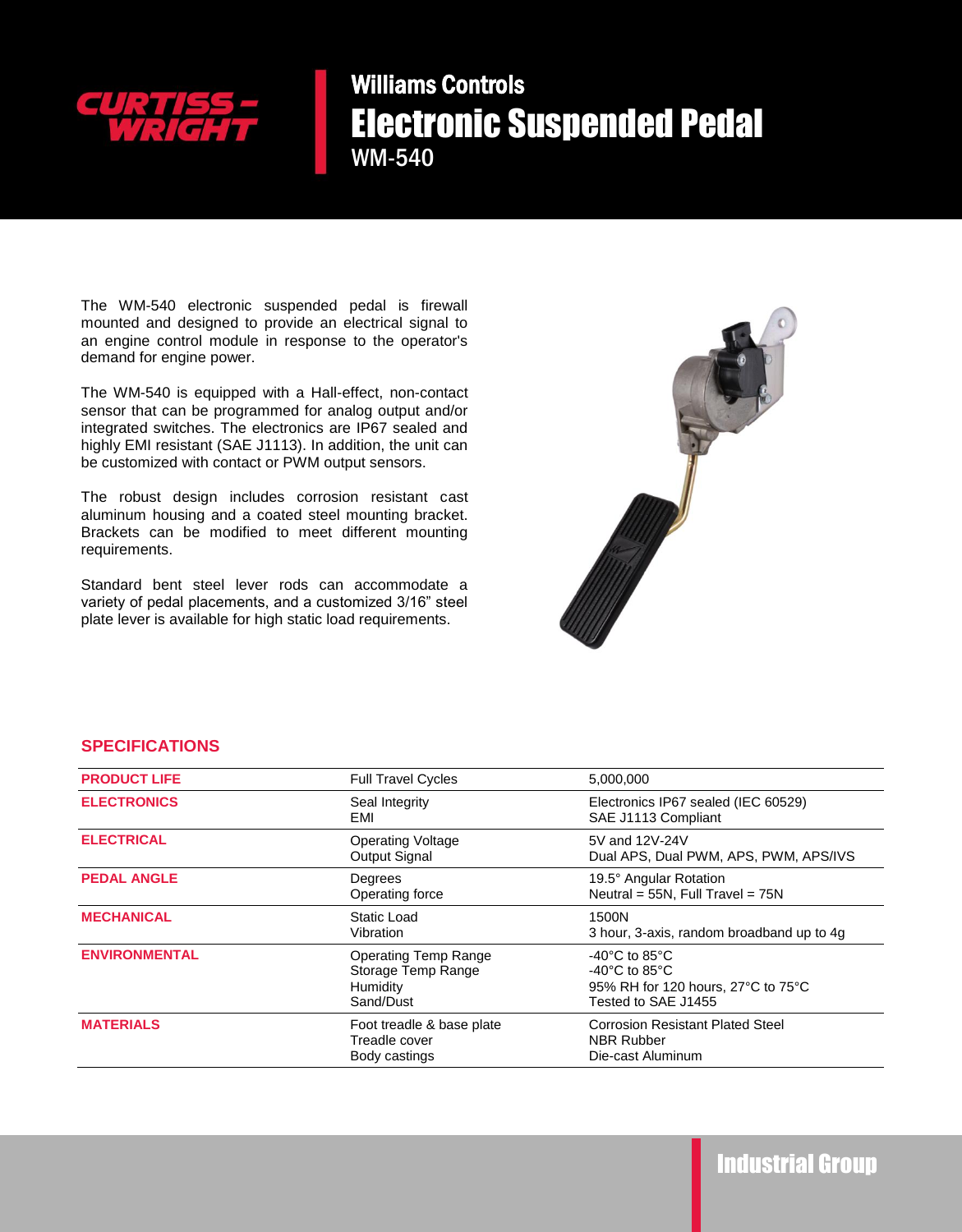CURTISS-WRIGHT

# Williams Controls
# Electronic Suspended Pedal
## WM-540

The WM-540 electronic suspended pedal is firewall mounted and designed to provide an electrical signal to an engine control module in response to the operator's demand for engine power.

The WM-540 is equipped with a Hall-effect, non-contact sensor that can be programmed for analog output and/or integrated switches. The electronics are IP67 sealed and highly EMI resistant (SAE J1113). In addition, the unit can be customized with contact or PWM output sensors.

The robust design includes corrosion resistant cast aluminum housing and a coated steel mounting bracket. Brackets can be modified to meet different mounting requirements.

Standard bent steel lever rods can accommodate a variety of pedal placements, and a customized 3/16" steel plate lever is available for high static load requirements.

## SPECIFICATIONS

| | | |
|---|---|---|
| **PRODUCT LIFE** | Full Travel Cycles | 5,000,000 |
| **ELECTRONICS** | Seal Integrity<br>EMI | Electronics IP67 sealed (IEC 60529)<br>SAE J1113 Compliant |
| **ELECTRICAL** | Operating Voltage<br>Output Signal | 5V and 12V-24V<br>Dual APS, Dual PWM, APS, PWM, APS/IVS |
| **PEDAL ANGLE** | Degrees<br>Operating force | 19.5° Angular Rotation<br>Neutral = 55N, Full Travel = 75N |
| **MECHANICAL** | Static Load<br>Vibration | 1500N<br>3 hour, 3-axis, random broadband up to 4g |
| **ENVIRONMENTAL** | Operating Temp Range<br>Storage Temp Range<br>Humidity<br>Sand/Dust | -40°C to 85°C<br>-40°C to 85°C<br>95% RH for 120 hours, 27°C to 75°C<br>Tested to SAE J1455 |
| **MATERIALS** | Foot treadle & base plate<br>Treadle cover<br>Body castings | Corrosion Resistant Plated Steel<br>NBR Rubber<br>Die-cast Aluminum |

Industrial Group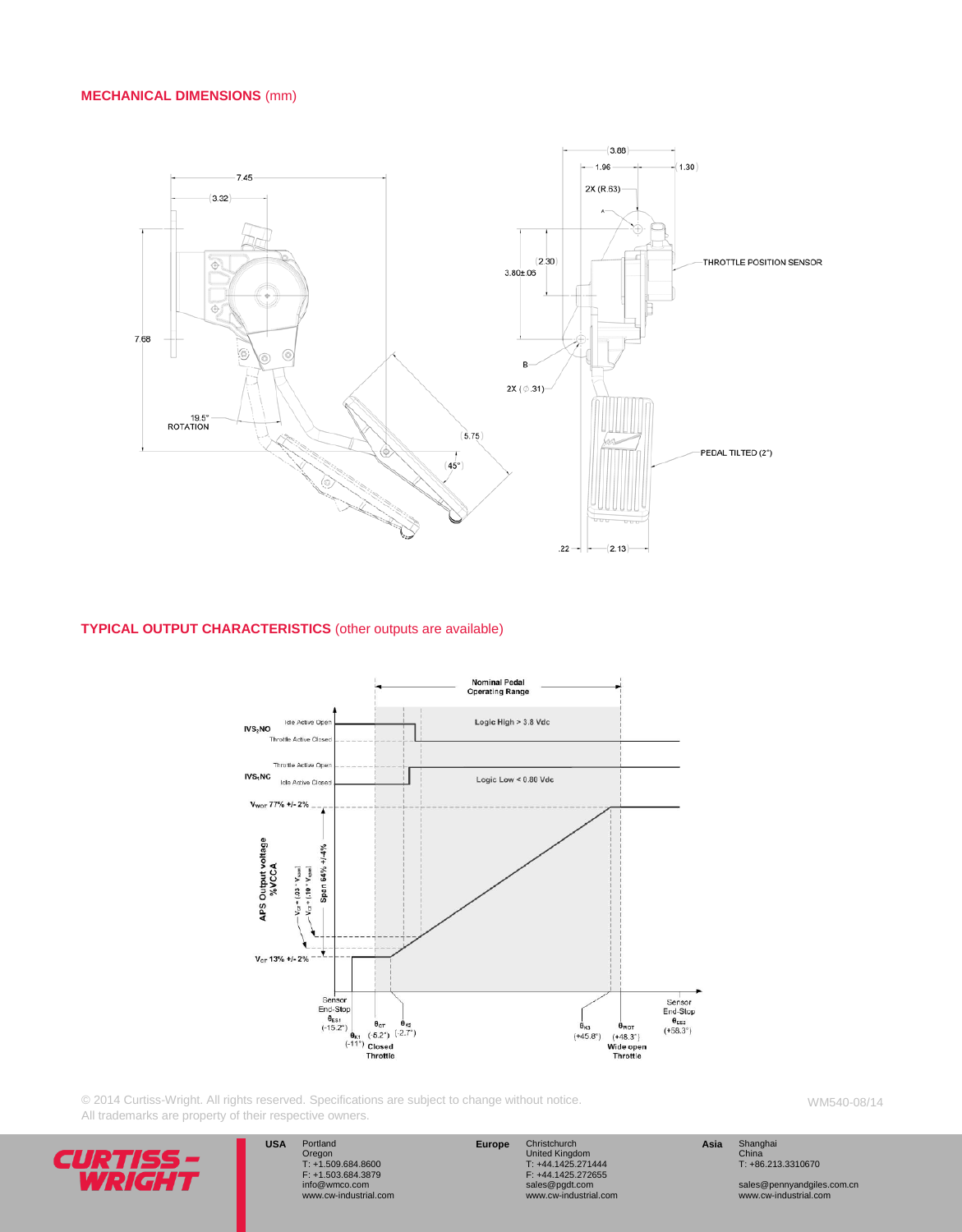## MECHANICAL DIMENSIONS (mm)

7.45

(3.32)

7.68

19.5°
ROTATION

(5.75)

(45°)

(3.88)

1.96

(1.30)

2X (R.63)

A

(2.30)

3.80±.06

B

2X (∅.31)

THROTTLE POSITION SENSOR

PEDAL TILTED (2°)

.22

(2.13)

## TYPICAL OUTPUT CHARACTERISTICS (other outputs are available)

Nominal Pedal
Operating Range

$IVS_2NO$

Idle Active Open

Throttle Active Closed

Logic High > 3.8 Vdc

$IVS_1NC$

Throttle Active Open

Idle Active Closed

Logic Low < 0.80 Vdc

$V_{WOT}$ 77% +/- 2%

APS Output voltage %VCCA

$V_{CT}$ + (.03 * $V_{Span}$)

$V_{CT}$ + (.10 * $V_{Span}$)

Span 64% +/-4%

$V_{CT}$ 13% +/- 2%

Sensor End-Stop $\theta_{ES1}$ (-15.2°)

$\theta_{K1}$ (-11°)

$\theta_{CT}$ (-6.2°) Closed Throttle

$\theta_{K2}$ (-2.7°)

$\theta_{K3}$ (+45.8°)

$\theta_{WOT}$ (+48.3°) Wide open Throttle

Sensor End-Stop $\theta_{ES2}$ (+58.3°)

© 2014 Curtiss-Wright. All rights reserved. Specifications are subject to change without notice.
All trademarks are property of their respective owners.

WM540-08/14

CURTISS-WRIGHT

**USA**
Portland
Oregon
T: +1.509.684.8600
F: +1.503.684.3879
info@wmco.com
www.cw-industrial.com

**Europe**
Christchurch
United Kingdom
T: +44.1425.271444
F: +44.1425.272655
sales@pgdt.com
www.cw-industrial.com

**Asia**
Shanghai
China
T: +86.213.3310670

sales@pennyandgiles.com.cn
www.cw-industrial.com